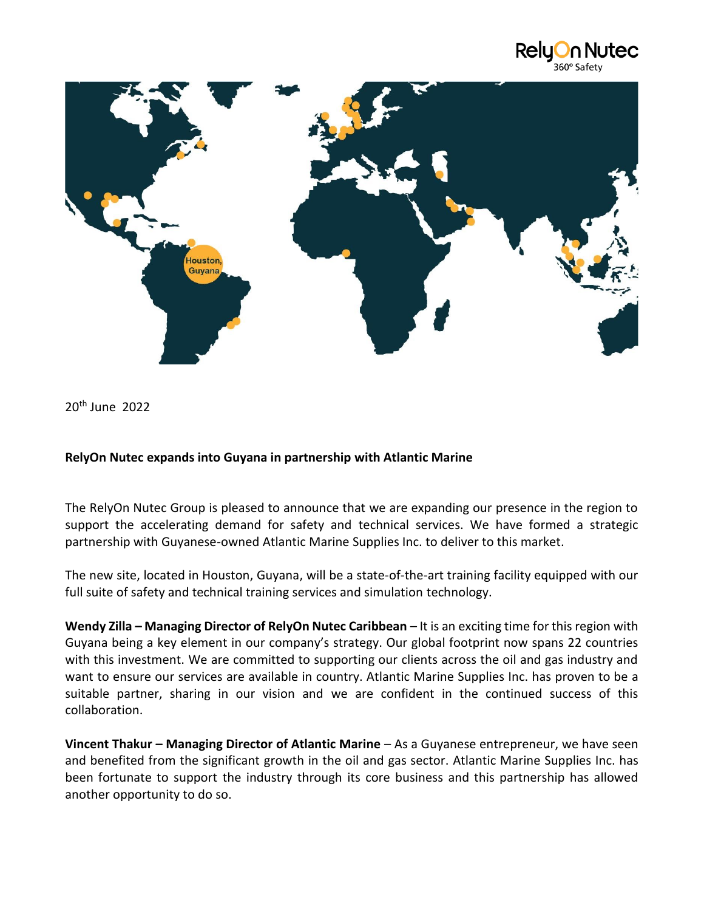20th June 2022

**RelyOn Nutec expands into Guyana in partnership with Atlantic Marine**

The RelyOn Nutec Group is pleased to announce that we are expanding our presence in the region to support the accelerating demand for safety and technical services. We have formed a strategic partnership with Guyanese-owned Atlantic Marine Supplies Inc. to deliver to this market.

The new site, located in Houston, Guyana, will be a state-of-the-art training facility equipped with our full suite of safety and technical training services and simulation technology.

**Wendy Zilla – Managing Director of RelyOn Nutec Caribbean** – It is an exciting time for this region with Guyana being a key element in our company's strategy. Our global footprint now spans 22 countries with this investment. We are committed to supporting our clients across the oil and gas industry and want to ensure our services are available in country. Atlantic Marine Supplies Inc. has proven to be a suitable partner, sharing in our vision and we are confident in the continued success of this collaboration.

**Vincent Thakur – Managing Director of Atlantic Marine** – As a Guyanese entrepreneur, we have seen and benefited from the significant growth in the oil and gas sector. Atlantic Marine Supplies Inc. has been fortunate to support the industry through its core business and this partnership has allowed another opportunity to do so.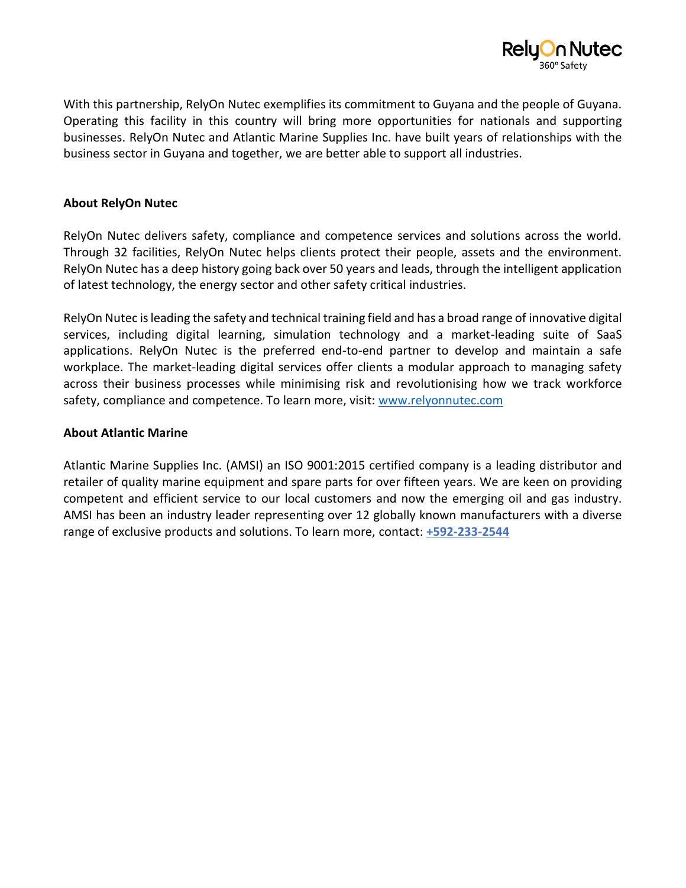With this partnership, RelyOn Nutec exemplifies its commitment to Guyana and the people of Guyana. Operating this facility in this country will bring more opportunities for nationals and supporting businesses. RelyOn Nutec and Atlantic Marine Supplies Inc. have built years of relationships with the business sector in Guyana and together, we are better able to support all industries.

**About RelyOn Nutec**

RelyOn Nutec delivers safety, compliance and competence services and solutions across the world. Through 32 facilities, RelyOn Nutec helps clients protect their people, assets and the environment. RelyOn Nutec has a deep history going back over 50 years and leads, through the intelligent application of latest technology, the energy sector and other safety critical industries.

RelyOn Nutec is leading the safety and technical training field and has a broad range of innovative digital services, including digital learning, simulation technology and a market-leading suite of SaaS applications. RelyOn Nutec is the preferred end-to-end partner to develop and maintain a safe workplace. The market-leading digital services offer clients a modular approach to managing safety across their business processes while minimising risk and revolutionising how we track workforce safety, compliance and competence. To learn more, visit: [www.relyonnutec.com](www.relyonnutec.com)

**About Atlantic Marine**

Atlantic Marine Supplies Inc. (AMSI) an ISO 9001:2015 certified company is a leading distributor and retailer of quality marine equipment and spare parts for over fifteen years. We are keen on providing competent and efficient service to our local customers and now the emerging oil and gas industry. AMSI has been an industry leader representing over 12 globally known manufacturers with a diverse range of exclusive products and solutions. To learn more, contact: **+592-233-2544**